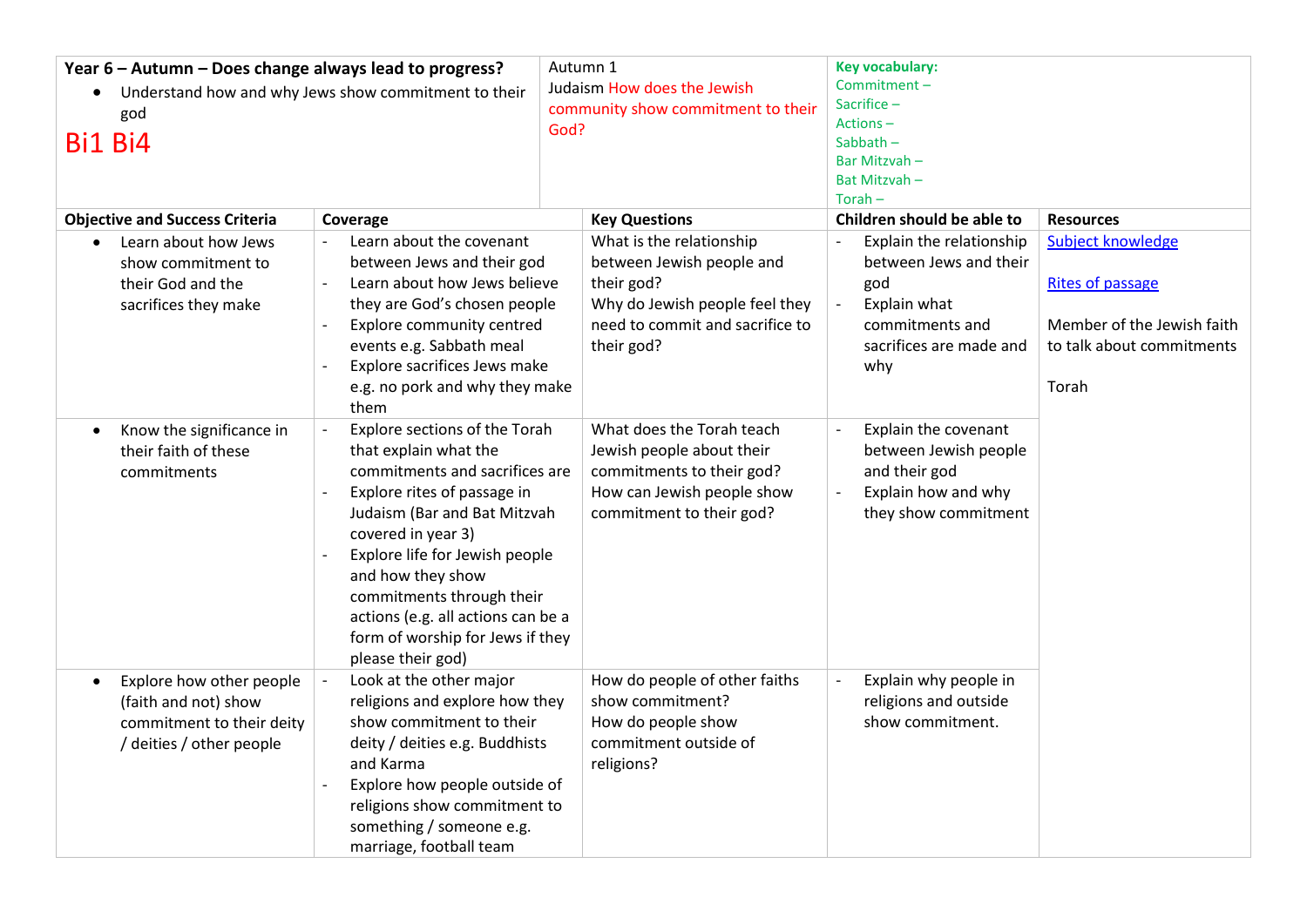| Year 6 – Autumn – Does change always lead to progress?<br>• Understand how and why Jews show commitment to their god<br>Bi1 Bi4 | | Autumn 1<br>Judaism How does the Jewish community show commitment to their God? | Key vocabulary:<br>Commitment –<br>Sacrifice –<br>Actions –<br>Sabbath –<br>Bar Mitzvah –<br>Bat Mitzvah –<br>Torah – | |
|---|---|---|---|---|
| **Objective and Success Criteria** | **Coverage** | **Key Questions** | **Children should be able to** | **Resources** |
| • Learn about how Jews show commitment to their God and the sacrifices they make | - Learn about the covenant between Jews and their god<br>- Learn about how Jews believe they are God's chosen people<br>- Explore community centred events e.g. Sabbath meal<br>- Explore sacrifices Jews make e.g. no pork and why they make them | What is the relationship between Jewish people and their god?<br>Why do Jewish people feel they need to commit and sacrifice to their god? | - Explain the relationship between Jews and their god<br>- Explain what commitments and sacrifices are made and why | Subject knowledge<br><br>Rites of passage<br><br>Member of the Jewish faith to talk about commitments<br><br>Torah |
| • Know the significance in their faith of these commitments | - Explore sections of the Torah that explain what the commitments and sacrifices are<br>- Explore rites of passage in Judaism (Bar and Bat Mitzvah covered in year 3)<br>- Explore life for Jewish people and how they show commitments through their actions (e.g. all actions can be a form of worship for Jews if they please their god) | What does the Torah teach Jewish people about their commitments to their god?<br>How can Jewish people show commitment to their god? | - Explain the covenant between Jewish people and their god<br>- Explain how and why they show commitment | |
| • Explore how other people (faith and not) show commitment to their deity / deities / other people | - Look at the other major religions and explore how they show commitment to their deity / deities e.g. Buddhists and Karma<br>- Explore how people outside of religions show commitment to something / someone e.g. marriage, football team | How do people of other faiths show commitment?<br>How do people show commitment outside of religions? | - Explain why people in religions and outside show commitment. | |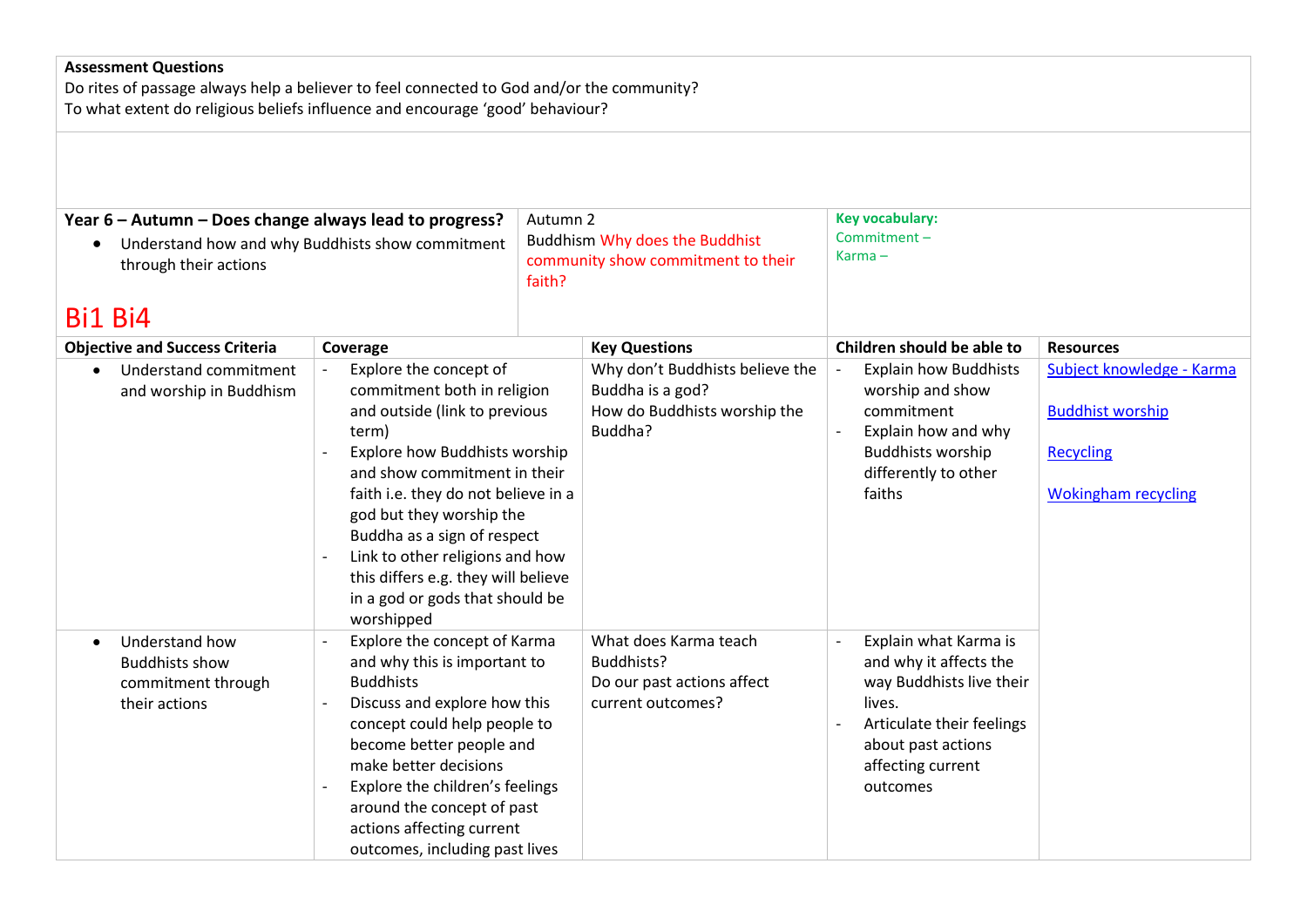**Assessment Questions**
Do rites of passage always help a believer to feel connected to God and/or the community?
To what extent do religious beliefs influence and encourage 'good' behaviour?

**Year 6 – Autumn – Does change always lead to progress?**

- Understand how and why Buddhists show commitment through their actions

Bi1 Bi4

Autumn 2
Buddhism Why does the Buddhist community show commitment to their faith?

**Key vocabulary:**
Commitment –
Karma –

| Objective and Success Criteria | Coverage | Key Questions | Children should be able to | Resources |
|---|---|---|---|---|
| • Understand commitment and worship in Buddhism | - Explore the concept of commitment both in religion and outside (link to previous term)<br>- Explore how Buddhists worship and show commitment in their faith i.e. they do not believe in a god but they worship the Buddha as a sign of respect<br>- Link to other religions and how this differs e.g. they will believe in a god or gods that should be worshipped | Why don't Buddhists believe the Buddha is a god?<br>How do Buddhists worship the Buddha? | - Explain how Buddhists worship and show commitment<br>- Explain how and why Buddhists worship differently to other faiths | Subject knowledge - Karma<br><br>Buddhist worship<br><br>Recycling<br><br>Wokingham recycling |
| • Understand how Buddhists show commitment through their actions | - Explore the concept of Karma and why this is important to Buddhists<br>- Discuss and explore how this concept could help people to become better people and make better decisions<br>- Explore the children's feelings around the concept of past actions affecting current outcomes, including past lives | What does Karma teach Buddhists?<br>Do our past actions affect current outcomes? | - Explain what Karma is and why it affects the way Buddhists live their lives.<br>- Articulate their feelings about past actions affecting current outcomes | |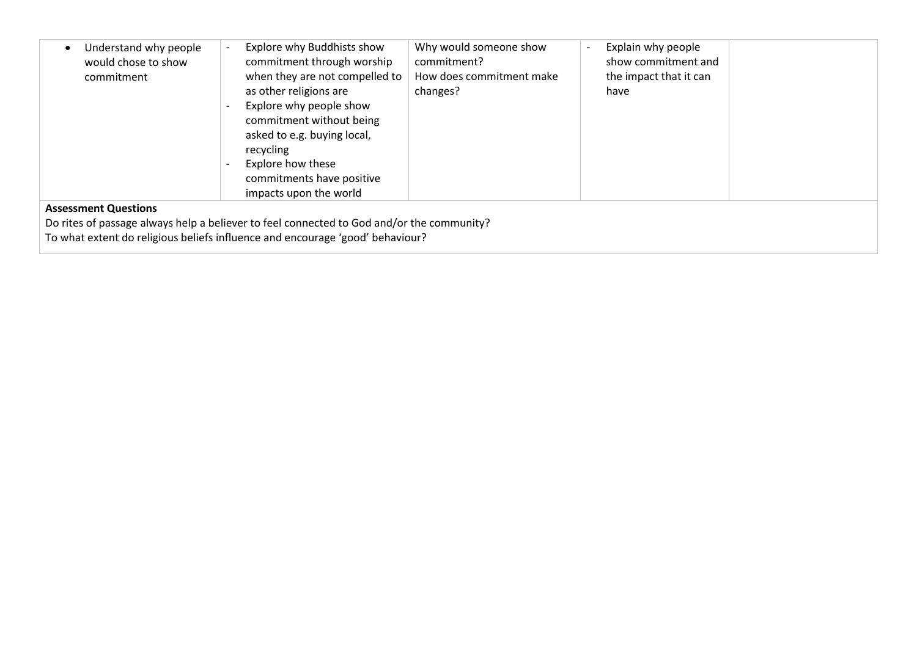| | | | | |
|---|---|---|---|---|
| • Understand why people would chose to show commitment | - Explore why Buddhists show commitment through worship when they are not compelled to as other religions are<br>- Explore why people show commitment without being asked to e.g. buying local, recycling<br>- Explore how these commitments have positive impacts upon the world | Why would someone show commitment?<br>How does commitment make changes? | - Explain why people show commitment and the impact that it can have | |

**Assessment Questions**

Do rites of passage always help a believer to feel connected to God and/or the community?

To what extent do religious beliefs influence and encourage 'good' behaviour?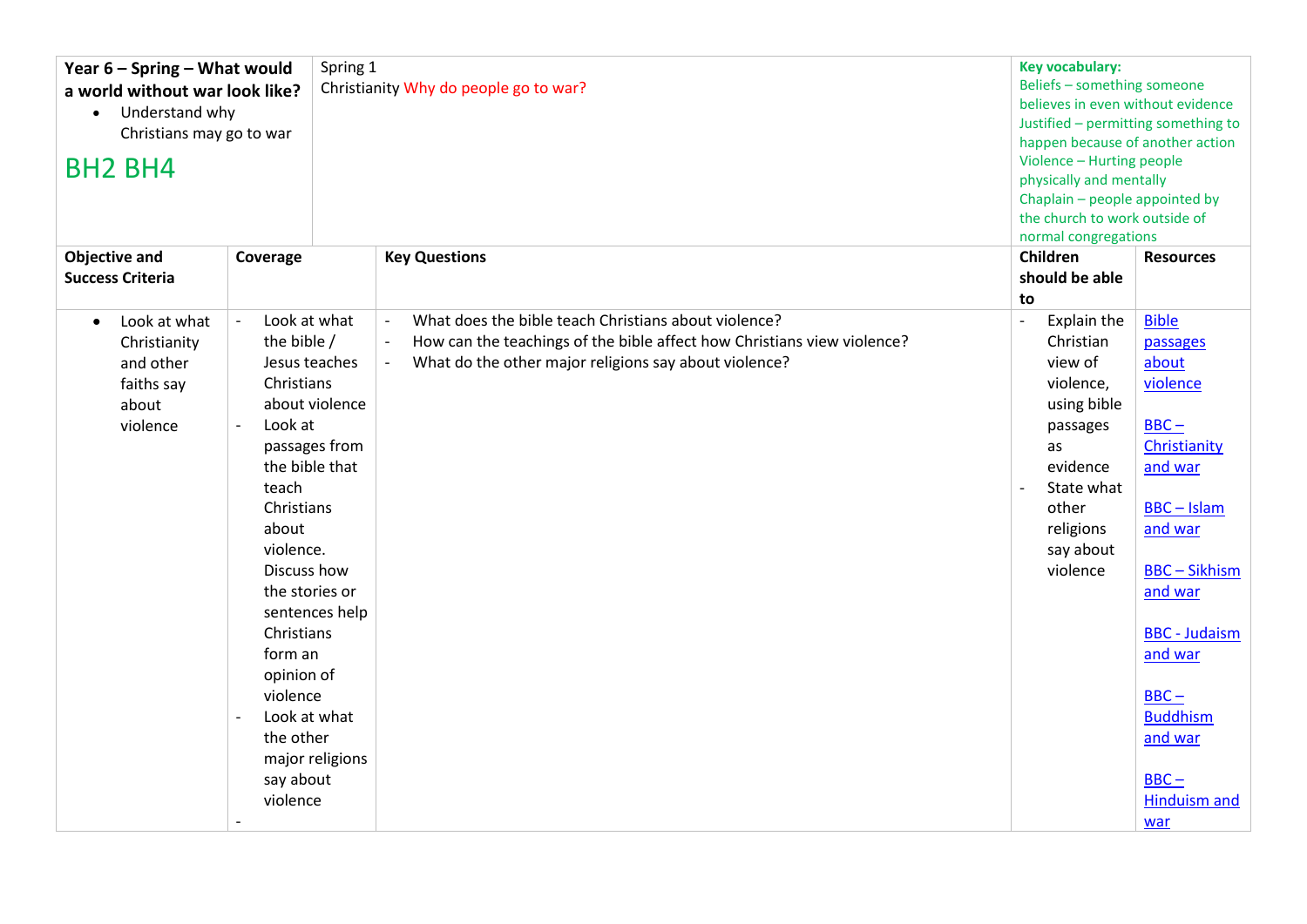| **Year 6 – Spring – What would a world without war look like?**<br>• Understand why Christians may go to war<br><br>BH2 BH4 | Spring 1<br>Christianity Why do people go to war? | | | **Key vocabulary:**<br>Beliefs – something someone believes in even without evidence<br>Justified – permitting something to happen because of another action<br>Violence – Hurting people physically and mentally<br>Chaplain – people appointed by the church to work outside of normal congregations | |
|---|---|---|---|---|---|
| **Objective and Success Criteria** | **Coverage** | **Key Questions** | | **Children should be able to** | **Resources** |
| • Look at what Christianity and other faiths say about violence | - Look at what the bible / Jesus teaches Christians about violence<br>- Look at passages from the bible that teach Christians about violence. Discuss how the stories or sentences help Christians form an opinion of violence<br>- Look at what the other major religions say about violence<br>- | - What does the bible teach Christians about violence?<br>- How can the teachings of the bible affect how Christians view violence?<br>- What do the other major religions say about violence? | | - Explain the Christian view of violence, using bible passages as evidence<br>- State what other religions say about violence | Bible passages about violence<br><br>BBC – Christianity and war<br><br>BBC – Islam and war<br><br>BBC – Sikhism and war<br><br>BBC - Judaism and war<br><br>BBC – Buddhism and war<br><br>BBC – Hinduism and war |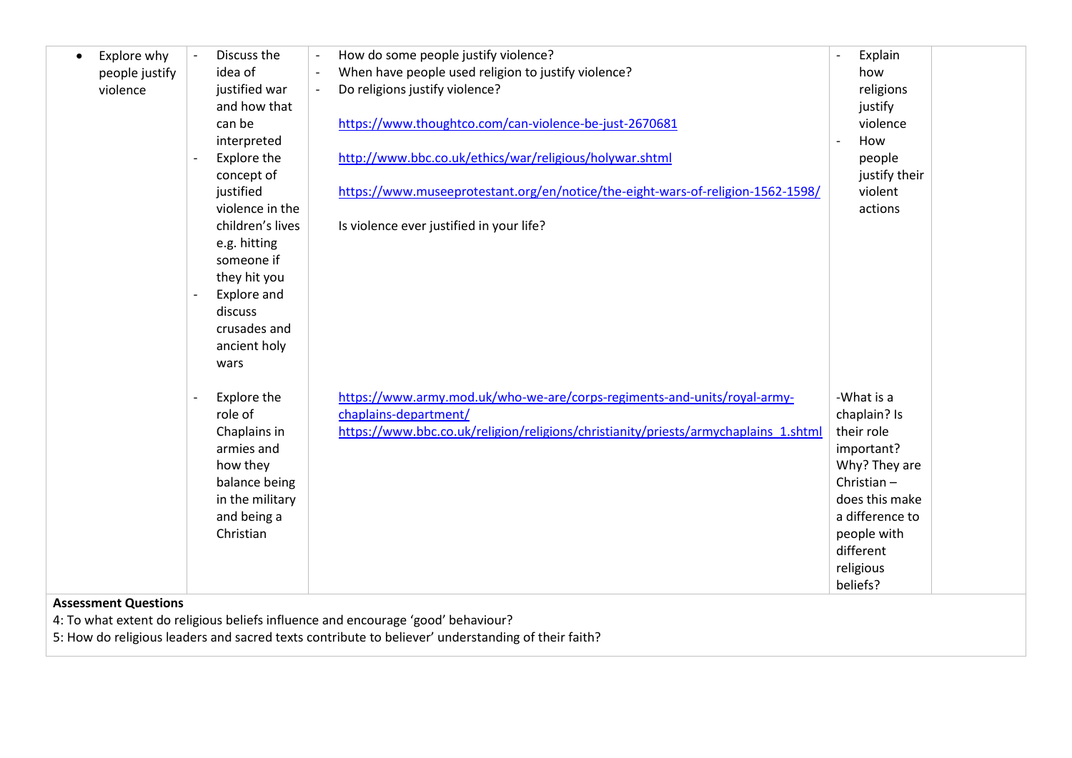| | | | | |
|---|---|---|---|---|
| • Explore why people justify violence | - Discuss the idea of justified war and how that can be interpreted<br>- Explore the concept of justified violence in the children's lives e.g. hitting someone if they hit you<br>- Explore and discuss crusades and ancient holy wars | - How do some people justify violence?<br>- When have people used religion to justify violence?<br>- Do religions justify violence?<br><br>https://www.thoughtco.com/can-violence-be-just-2670681<br><br>http://www.bbc.co.uk/ethics/war/religious/holywar.shtml<br><br>https://www.museeprotestant.org/en/notice/the-eight-wars-of-religion-1562-1598/<br><br>Is violence ever justified in your life? | - Explain how religions justify violence<br>- How people justify their violent actions | |
| | - Explore the role of Chaplains in armies and how they balance being in the military and being a Christian | https://www.army.mod.uk/who-we-are/corps-regiments-and-units/royal-army-chaplains-department/<br>https://www.bbc.co.uk/religion/religions/christianity/priests/armychaplains_1.shtml | -What is a chaplain? Is their role important? Why? They are Christian – does this make a difference to people with different religious beliefs? | |

**Assessment Questions**

4: To what extent do religious beliefs influence and encourage 'good' behaviour?

5: How do religious leaders and sacred texts contribute to believer' understanding of their faith?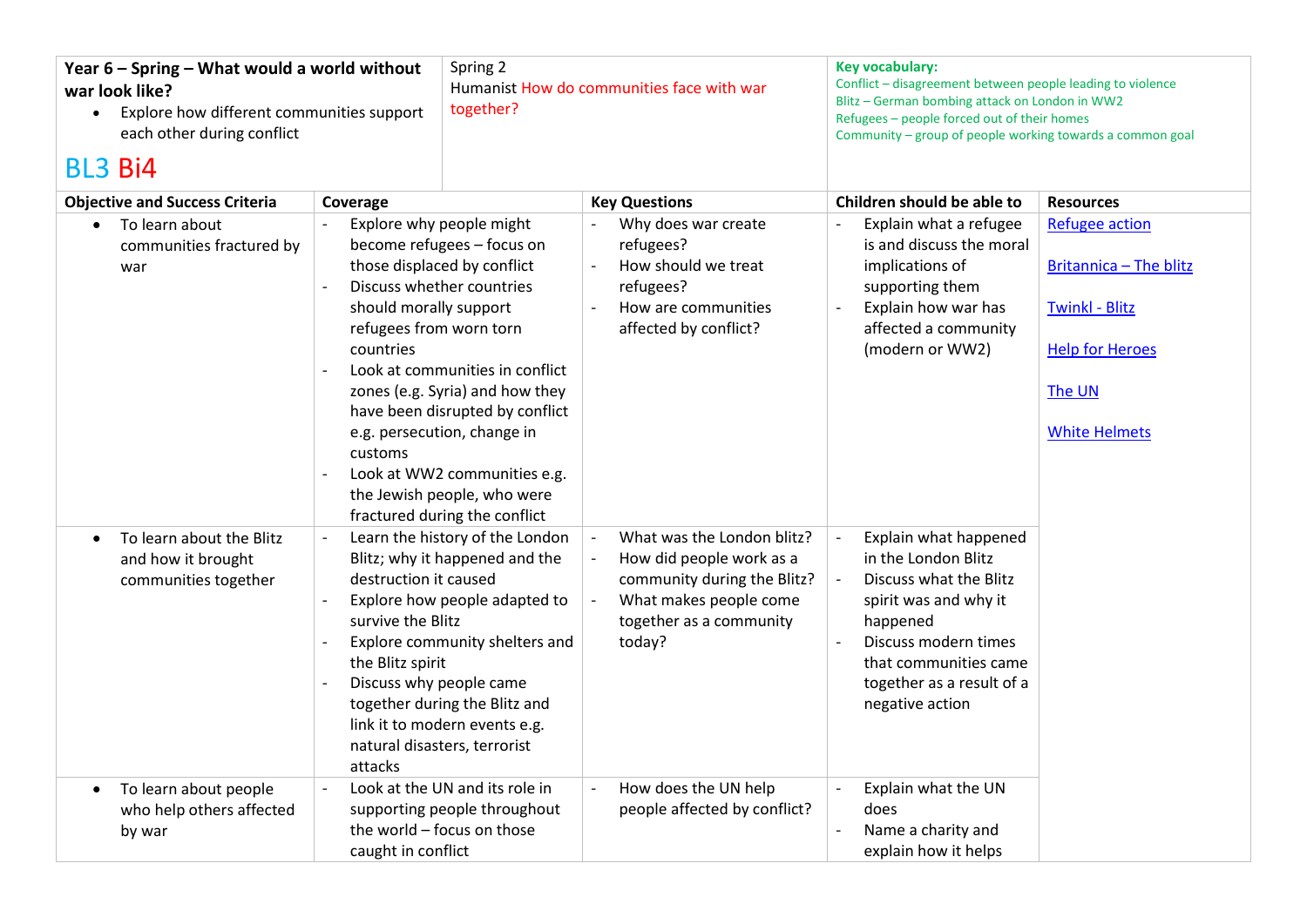| **Year 6 – Spring – What would a world without war look like?**<br>• Explore how different communities support each other during conflict<br><br>BL3 Bi4 | Spring 2<br>Humanist How do communities face with war together? | | **Key vocabulary:**<br>Conflict – disagreement between people leading to violence<br>Blitz – German bombing attack on London in WW2<br>Refugees – people forced out of their homes<br>Community – group of people working towards a common goal | |
|---|---|---|---|---|
| **Objective and Success Criteria** | **Coverage** | **Key Questions** | **Children should be able to** | **Resources** |
| • To learn about communities fractured by war | - Explore why people might become refugees – focus on those displaced by conflict<br>- Discuss whether countries should morally support refugees from worn torn countries<br>- Look at communities in conflict zones (e.g. Syria) and how they have been disrupted by conflict e.g. persecution, change in customs<br>- Look at WW2 communities e.g. the Jewish people, who were fractured during the conflict | - Why does war create refugees?<br>- How should we treat refugees?<br>- How are communities affected by conflict? | - Explain what a refugee is and discuss the moral implications of supporting them<br>- Explain how war has affected a community (modern or WW2) | Refugee action<br><br>Britannica – The blitz<br><br>Twinkl - Blitz<br><br>Help for Heroes<br><br>The UN<br><br>White Helmets |
| • To learn about the Blitz and how it brought communities together | - Learn the history of the London Blitz; why it happened and the destruction it caused<br>- Explore how people adapted to survive the Blitz<br>- Explore community shelters and the Blitz spirit<br>- Discuss why people came together during the Blitz and link it to modern events e.g. natural disasters, terrorist attacks | - What was the London blitz?<br>- How did people work as a community during the Blitz?<br>- What makes people come together as a community today? | - Explain what happened in the London Blitz<br>- Discuss what the Blitz spirit was and why it happened<br>- Discuss modern times that communities came together as a result of a negative action | |
| • To learn about people who help others affected by war | - Look at the UN and its role in supporting people throughout the world – focus on those caught in conflict | - How does the UN help people affected by conflict? | - Explain what the UN does<br>- Name a charity and explain how it helps | |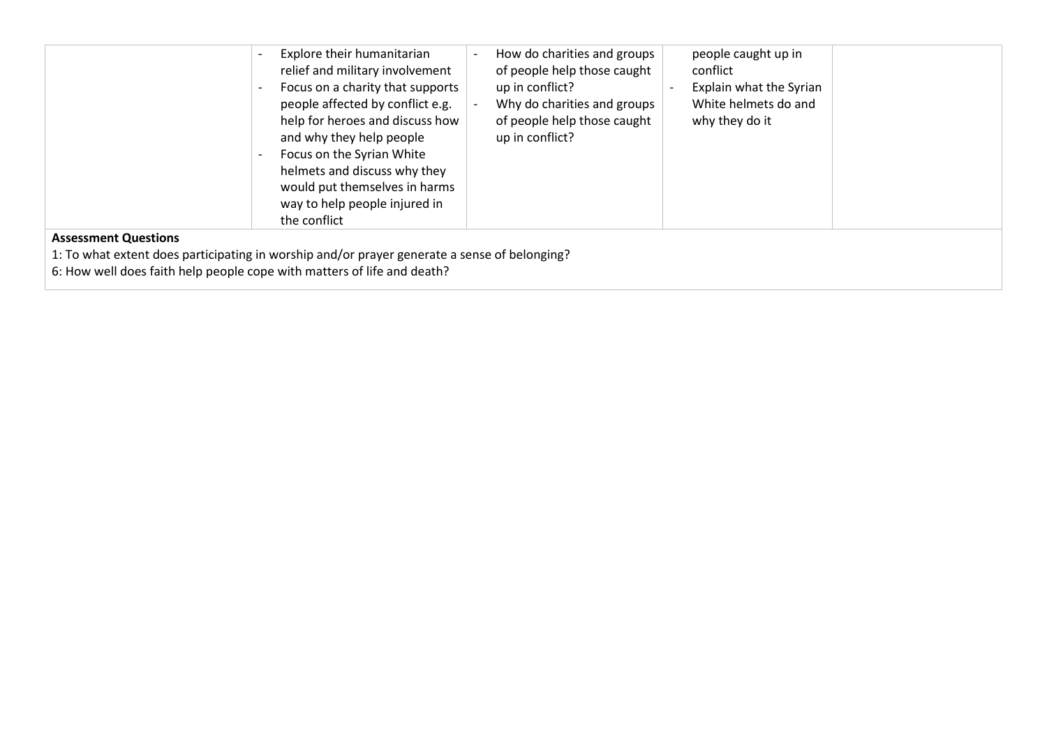| | | | | |
|---|---|---|---|---|
| | - Explore their humanitarian relief and military involvement<br>- Focus on a charity that supports people affected by conflict e.g. help for heroes and discuss how and why they help people<br>- Focus on the Syrian White helmets and discuss why they would put themselves in harms way to help people injured in the conflict | - How do charities and groups of people help those caught up in conflict?<br>- Why do charities and groups of people help those caught up in conflict? | people caught up in conflict<br>- Explain what the Syrian White helmets do and why they do it | |

**Assessment Questions**

1: To what extent does participating in worship and/or prayer generate a sense of belonging?

6: How well does faith help people cope with matters of life and death?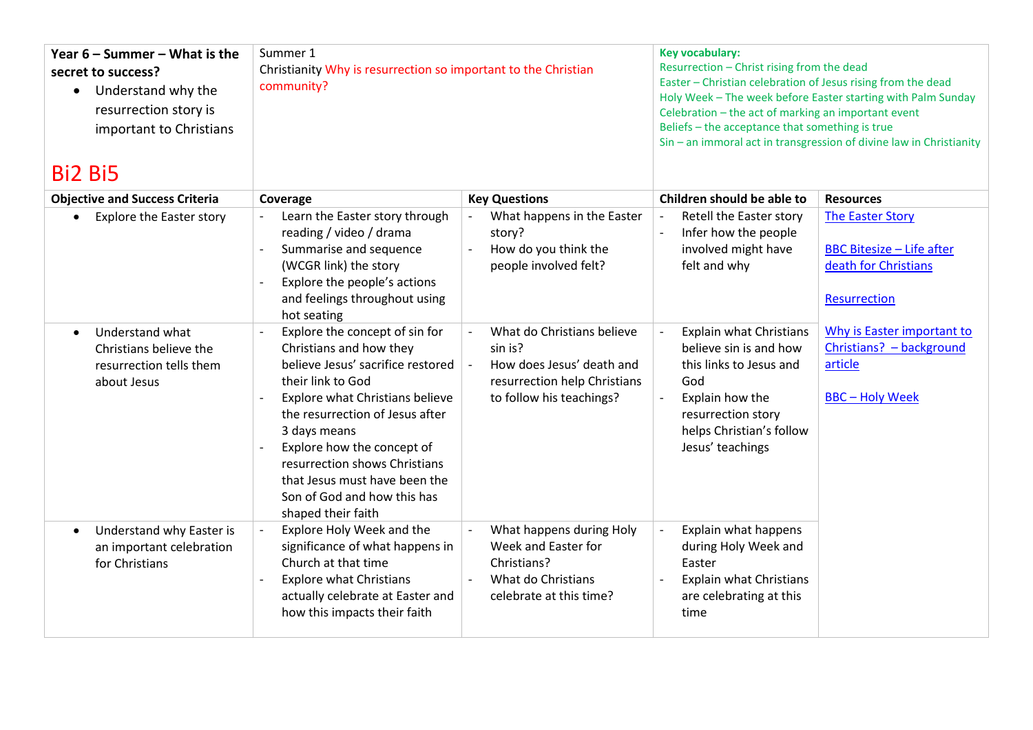| Year 6 – Summer – What is the secret to success?<br>• Understand why the resurrection story is important to Christians<br><br>Bi2 Bi5 | Summer 1<br>Christianity Why is resurrection so important to the Christian community? | | Key vocabulary:<br>Resurrection – Christ rising from the dead<br>Easter – Christian celebration of Jesus rising from the dead<br>Holy Week – The week before Easter starting with Palm Sunday<br>Celebration – the act of marking an important event<br>Beliefs – the acceptance that something is true<br>Sin – an immoral act in transgression of divine law in Christianity | |
|---|---|---|---|---|
| **Objective and Success Criteria** | **Coverage** | **Key Questions** | **Children should be able to** | **Resources** |
| • Explore the Easter story | - Learn the Easter story through reading / video / drama<br>- Summarise and sequence (WCGR link) the story<br>- Explore the people's actions and feelings throughout using hot seating | - What happens in the Easter story?<br>- How do you think the people involved felt? | - Retell the Easter story<br>- Infer how the people involved might have felt and why | The Easter Story<br><br>BBC Bitesize – Life after death for Christians<br><br>Resurrection<br><br>Why is Easter important to Christians? – background article<br><br>BBC – Holy Week |
| • Understand what Christians believe the resurrection tells them about Jesus | - Explore the concept of sin for Christians and how they believe Jesus' sacrifice restored their link to God<br>- Explore what Christians believe the resurrection of Jesus after 3 days means<br>- Explore how the concept of resurrection shows Christians that Jesus must have been the Son of God and how this has shaped their faith | - What do Christians believe sin is?<br>- How does Jesus' death and resurrection help Christians to follow his teachings? | - Explain what Christians believe sin is and how this links to Jesus and God<br>- Explain how the resurrection story helps Christian's follow Jesus' teachings | |
| • Understand why Easter is an important celebration for Christians | - Explore Holy Week and the significance of what happens in Church at that time<br>- Explore what Christians actually celebrate at Easter and how this impacts their faith | - What happens during Holy Week and Easter for Christians?<br>- What do Christians celebrate at this time? | - Explain what happens during Holy Week and Easter<br>- Explain what Christians are celebrating at this time | |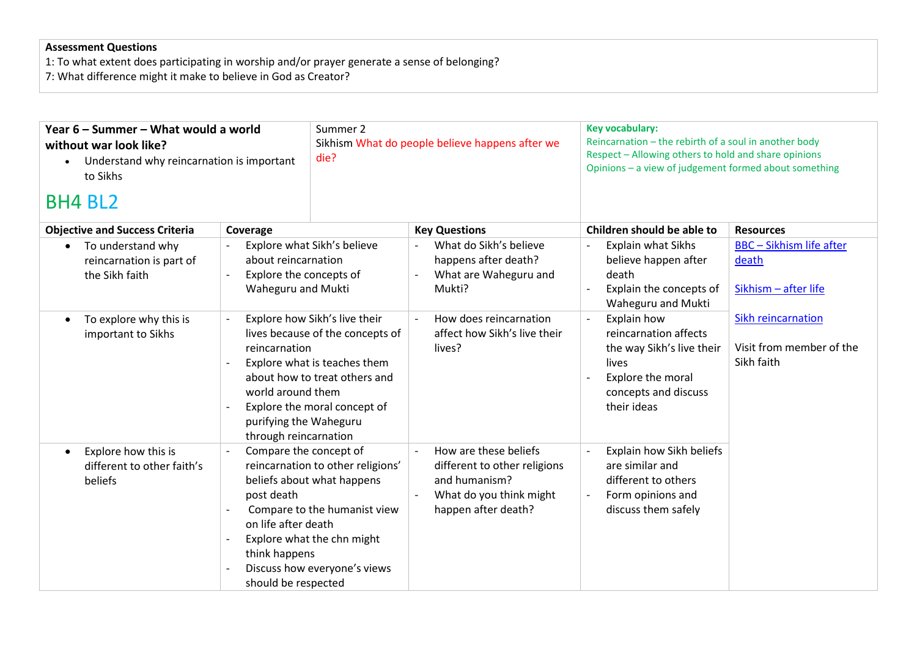**Assessment Questions**
1: To what extent does participating in worship and/or prayer generate a sense of belonging?
7: What difference might it make to believe in God as Creator?

| **Year 6 – Summer – What would a world without war look like?**<br>• Understand why reincarnation is important to Sikhs<br><br>BH4 BL2 | | Summer 2<br>Sikhism What do people believe happens after we die? | **Key vocabulary:**<br>Reincarnation – the rebirth of a soul in another body<br>Respect – Allowing others to hold and share opinions<br>Opinions – a view of judgement formed about something | |
|---|---|---|---|---|
| **Objective and Success Criteria** | **Coverage** | **Key Questions** | **Children should be able to** | **Resources** |
| • To understand why reincarnation is part of the Sikh faith | - Explore what Sikh's believe about reincarnation<br>- Explore the concepts of Waheguru and Mukti | - What do Sikh's believe happens after death?<br>- What are Waheguru and Mukti? | - Explain what Sikhs believe happen after death<br>- Explain the concepts of Waheguru and Mukti | BBC – Sikhism life after death<br><br>Sikhism – after life<br><br>Sikh reincarnation<br><br>Visit from member of the Sikh faith |
| • To explore why this is important to Sikhs | - Explore how Sikh's live their lives because of the concepts of reincarnation<br>- Explore what is teaches them about how to treat others and world around them<br>- Explore the moral concept of purifying the Waheguru through reincarnation | - How does reincarnation affect how Sikh's live their lives? | - Explain how reincarnation affects the way Sikh's live their lives<br>- Explore the moral concepts and discuss their ideas | |
| • Explore how this is different to other faith's beliefs | - Compare the concept of reincarnation to other religions' beliefs about what happens post death<br>- Compare to the humanist view on life after death<br>- Explore what the chn might think happens<br>- Discuss how everyone's views should be respected | - How are these beliefs different to other religions and humanism?<br>- What do you think might happen after death? | - Explain how Sikh beliefs are similar and different to others<br>- Form opinions and discuss them safely | |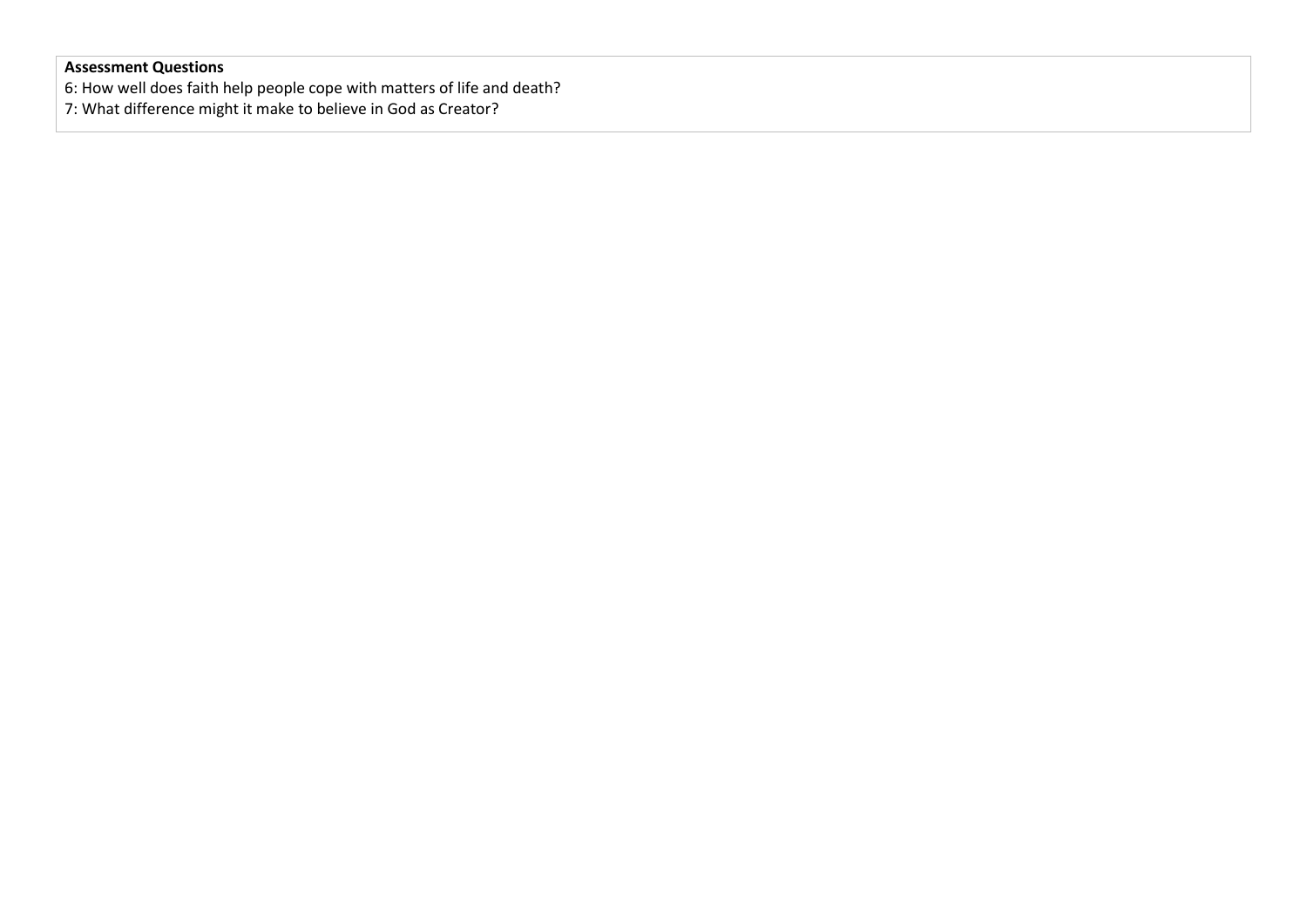**Assessment Questions**

6: How well does faith help people cope with matters of life and death?

7: What difference might it make to believe in God as Creator?